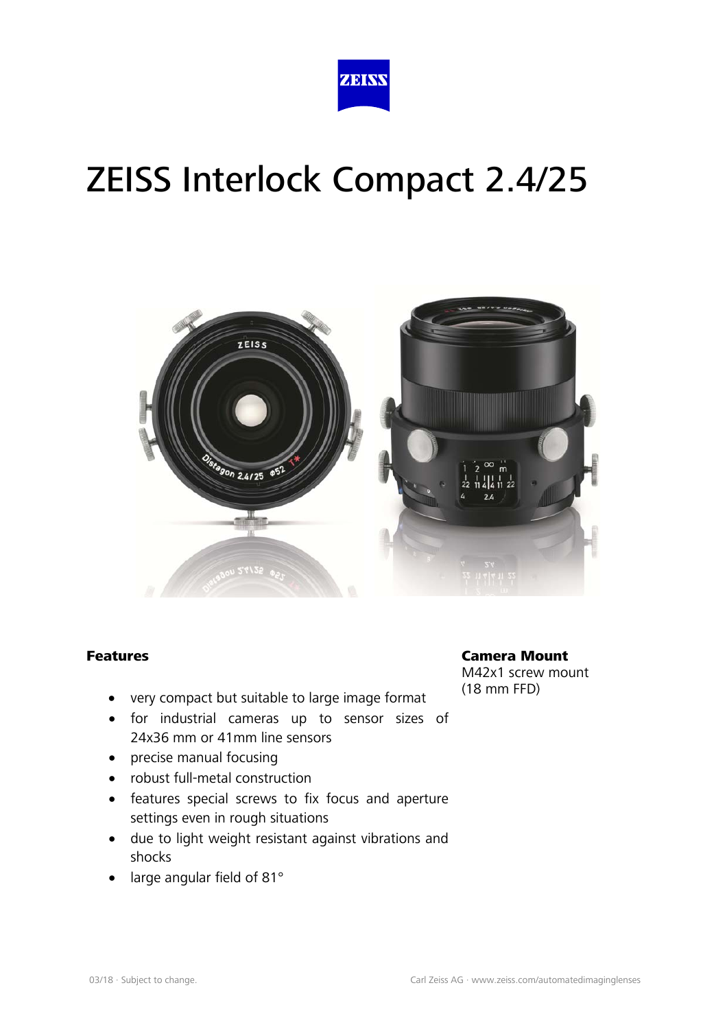# ZEISS Interlock Compact 2.4/25

## Features

- very compact but suitable to large image format
- for industrial cameras up to sensor sizes of 24x36 mm or 41mm line sensors
- precise manual focusing
- robust full-metal construction
- features special screws to fix focus and aperture settings even in rough situations
- due to light weight resistant against vibrations and shocks
- large angular field of 81°

## Camera Mount

M42x1 screw mount (18 mm FFD)

03/18 · Subject to change.

Carl Zeiss AG · www.zeiss.com/automatedimaginglenses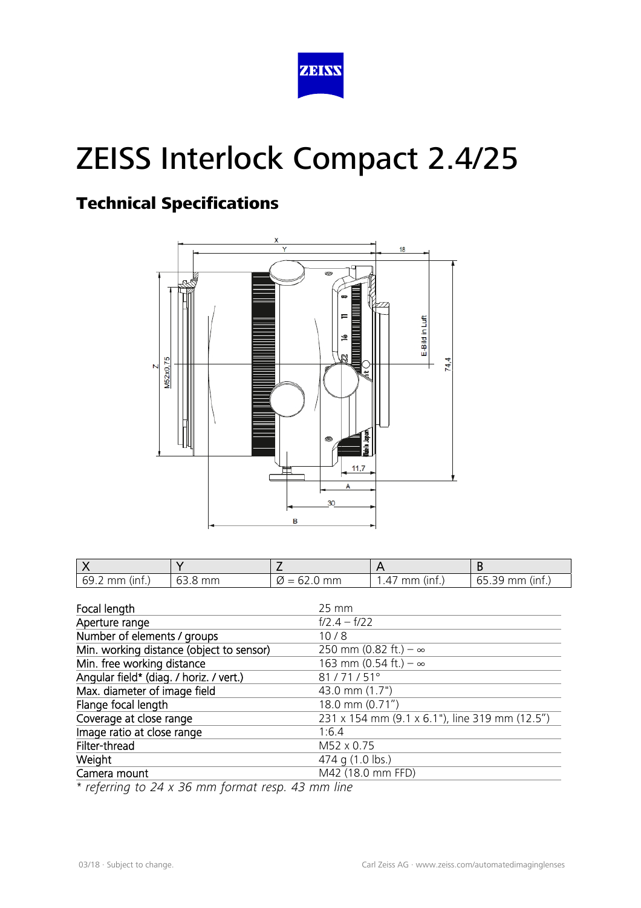# ZEISS Interlock Compact 2.4/25

## Technical Specifications

| X | Y | Z | A | B |
|---|---|---|---|---|
| 69.2 mm (inf.) | 63.8 mm | Ø = 62.0 mm | 1.47 mm (inf.) | 65.39 mm (inf.) |

| | |
|---|---|
| Focal length | 25 mm |
| Aperture range | f/2.4 – f/22 |
| Number of elements / groups | 10 / 8 |
| Min. working distance (object to sensor) | 250 mm (0.82 ft.) – ∞ |
| Min. free working distance | 163 mm (0.54 ft.) – ∞ |
| Angular field* (diag. / horiz. / vert.) | 81 / 71 / 51° |
| Max. diameter of image field | 43.0 mm (1.7") |
| Flange focal length | 18.0 mm (0.71") |
| Coverage at close range | 231 x 154 mm (9.1 x 6.1"), line 319 mm (12.5") |
| Image ratio at close range | 1:6.4 |
| Filter-thread | M52 x 0.75 |
| Weight | 474 g (1.0 lbs.) |
| Camera mount | M42 (18.0 mm FFD) |

*\* referring to 24 x 36 mm format resp. 43 mm line*

03/18 · Subject to change.

Carl Zeiss AG · www.zeiss.com/automatedimaginglenses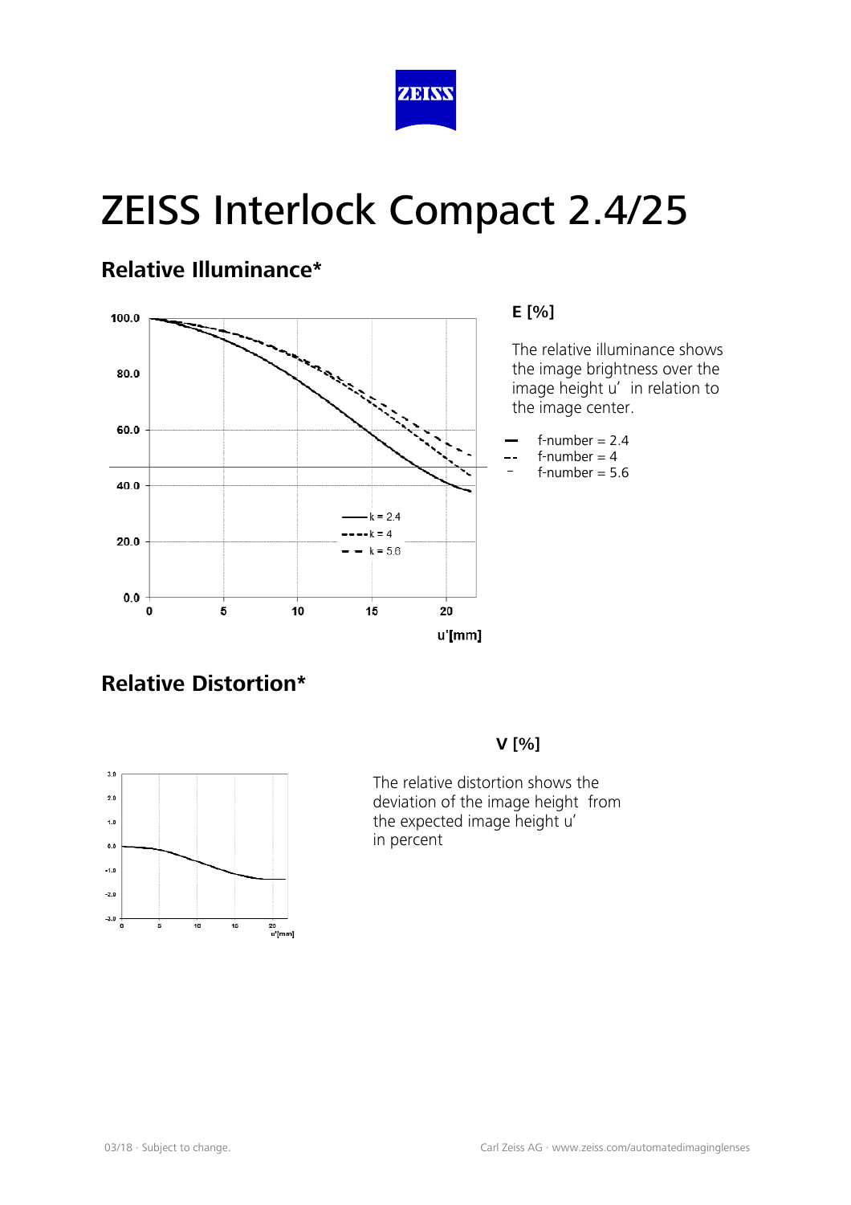# ZEISS Interlock Compact 2.4/25

## Relative Illuminance*

**E [%]**

The relative illuminance shows the image brightness over the image height u' in relation to the image center.

- f-number = 2.4
- f-number = 4
- f-number = 5.6

## Relative Distortion*

**V [%]**

The relative distortion shows the deviation of the image height from the expected image height u' in percent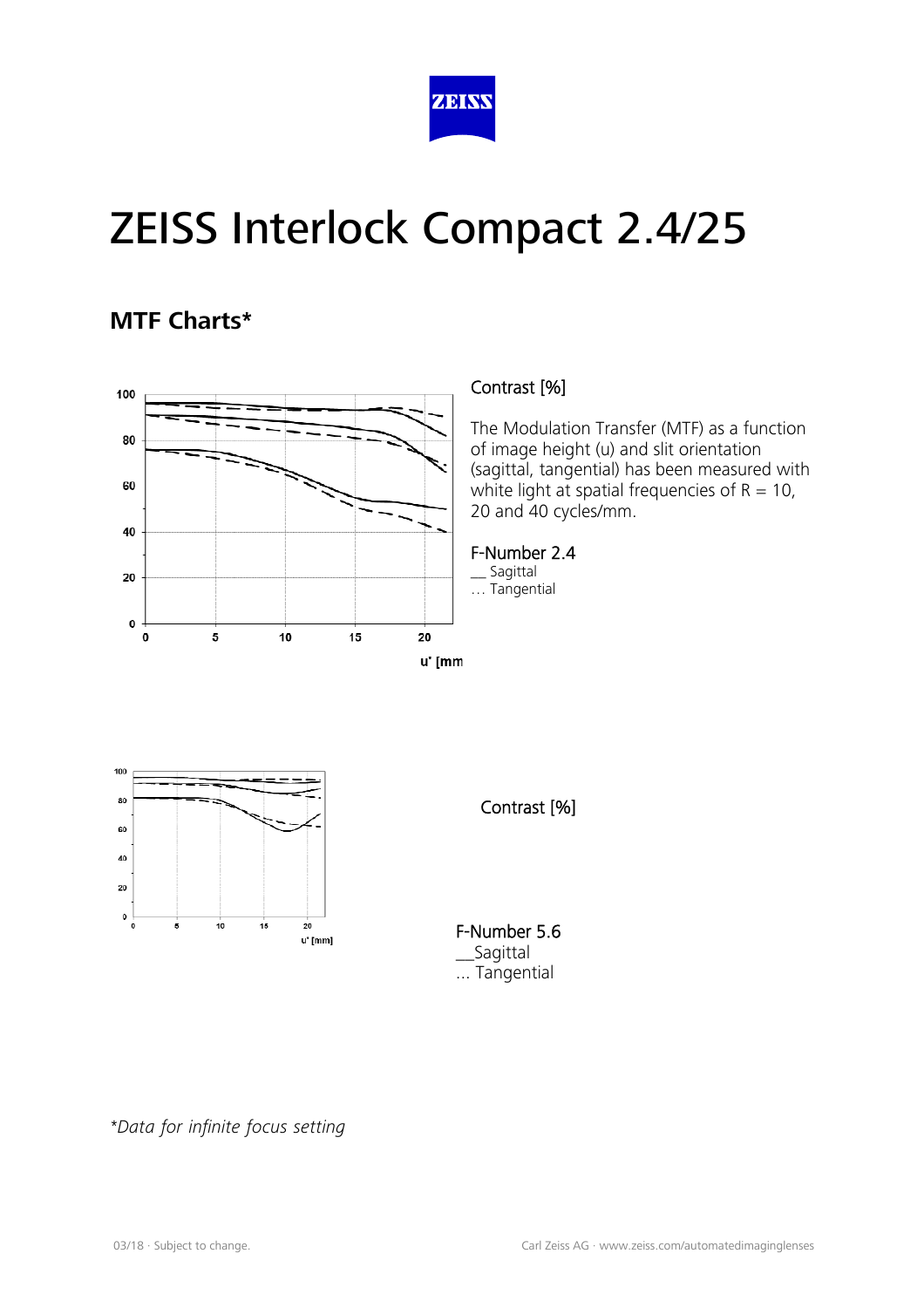ZEISS

# ZEISS Interlock Compact 2.4/25

## MTF Charts*

Contrast [%]

The Modulation Transfer (MTF) as a function of image height (u) and slit orientation (sagittal, tangential) has been measured with white light at spatial frequencies of R = 10, 20 and 40 cycles/mm.

F-Number 2.4
__ Sagittal
… Tangential

Contrast [%]

F-Number 5.6
__Sagittal
... Tangential

*Data for infinite focus setting*

03/18 · Subject to change.

Carl Zeiss AG · www.zeiss.com/automatedimaginglenses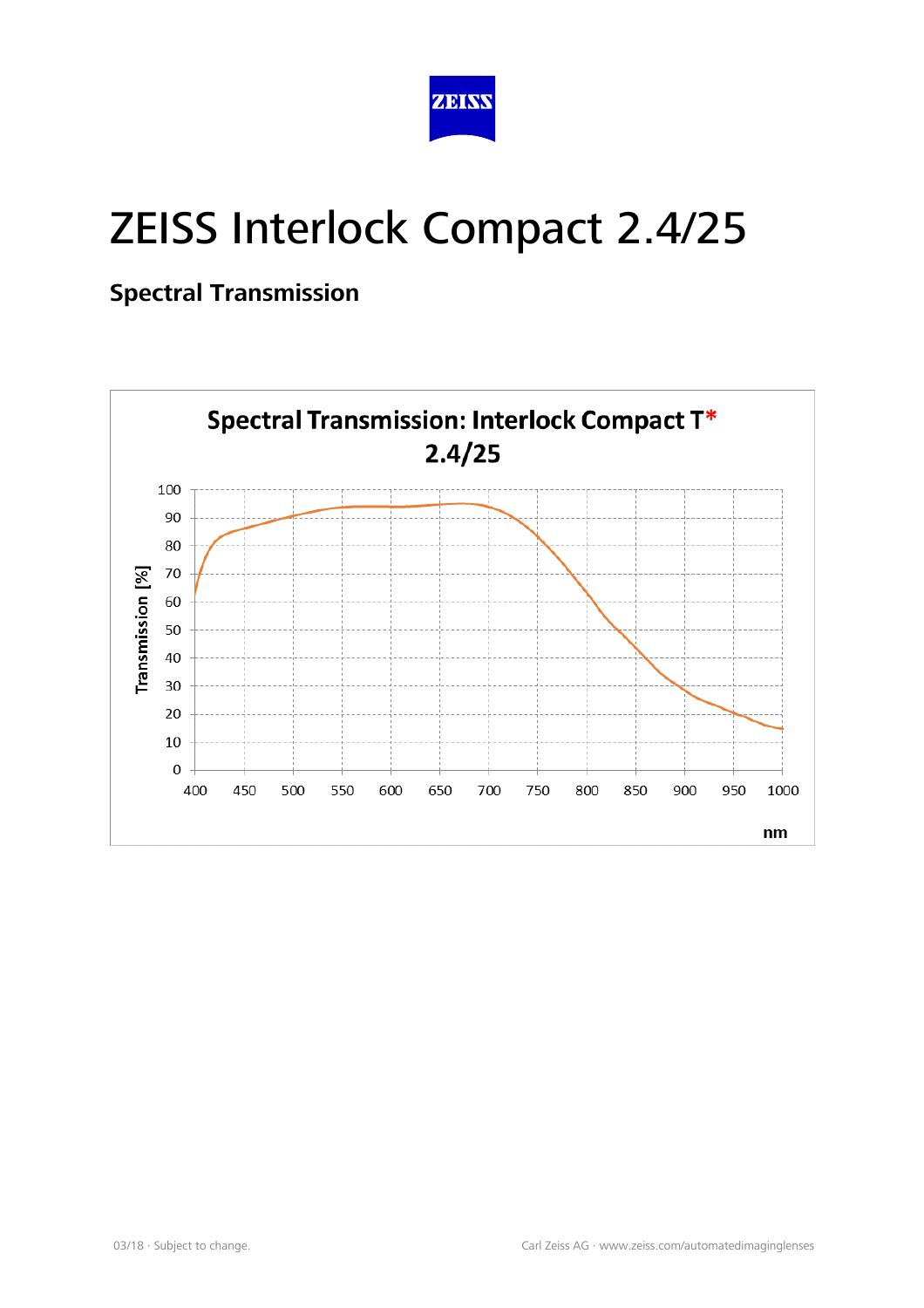# ZEISS Interlock Compact 2.4/25

## Spectral Transmission

**Spectral Transmission: Interlock Compact T* 2.4/25**

Transmission [%]

100
90
80
70
60
50
40
30
20
10
0

400 450 500 550 600 650 700 750 800 850 900 950 1000

nm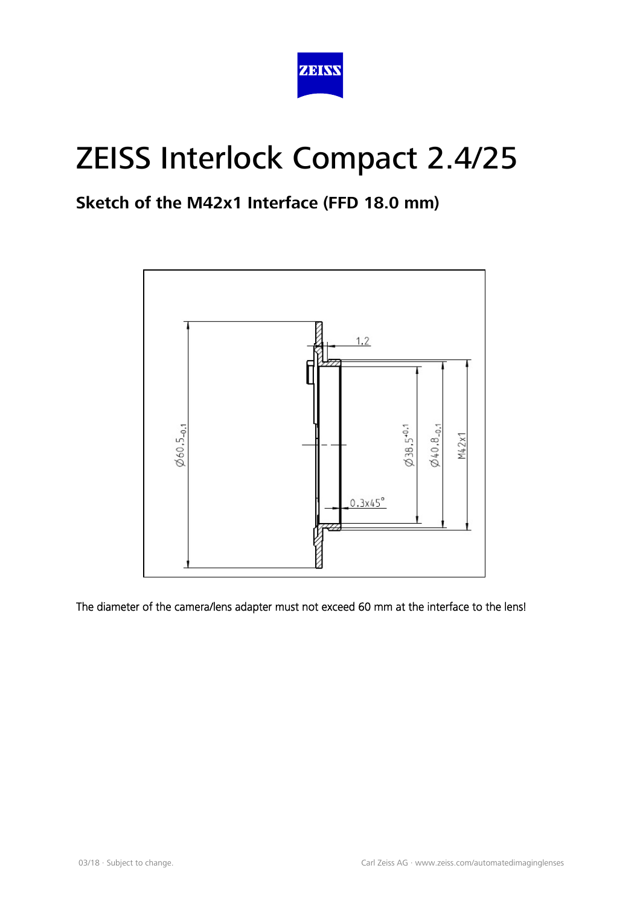# ZEISS Interlock Compact 2.4/25

## Sketch of the M42x1 Interface (FFD 18.0 mm)

1.2

$\varnothing 60.5_{-0.1}$

$\varnothing 38.5^{+0.1}$

$\varnothing 40.8_{-0.1}$

M42x1

0.3x45°

The diameter of the camera/lens adapter must not exceed 60 mm at the interface to the lens!